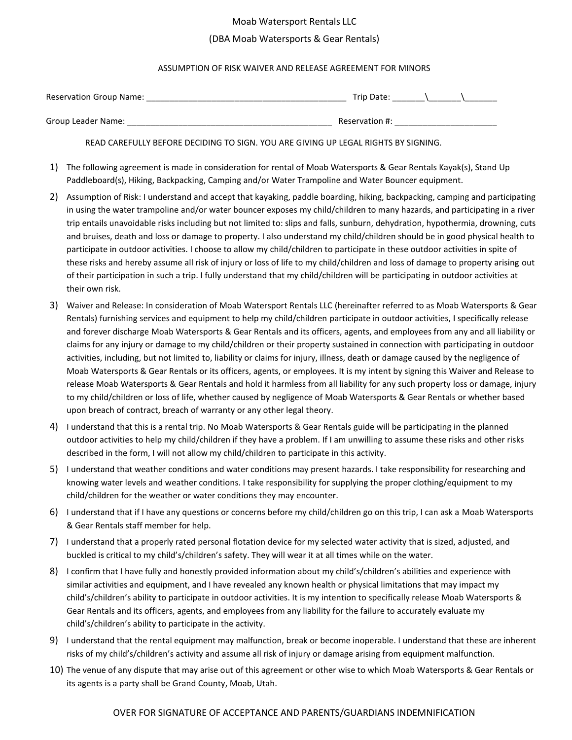Moab Watersport Rentals LLC

(DBA Moab Watersports & Gear Rentals)

ASSUMPTION OF RISK WAIVER AND RELEASE AGREEMENT FOR MINORS

Reservation Group Name: ___________________________________________ Trip Date: _______\_______\_______

Group Leader Name: ____________________________________________ Reservation #: ______________________

READ CAREFULLY BEFORE DECIDING TO SIGN. YOU ARE GIVING UP LEGAL RIGHTS BY SIGNING.

1) The following agreement is made in consideration for rental of Moab Watersports & Gear Rentals Kayak(s), Stand Up Paddleboard(s), Hiking, Backpacking, Camping and/or Water Trampoline and Water Bouncer equipment.
2) Assumption of Risk: I understand and accept that kayaking, paddle boarding, hiking, backpacking, camping and participating in using the water trampoline and/or water bouncer exposes my child/children to many hazards, and participating in a river trip entails unavoidable risks including but not limited to: slips and falls, sunburn, dehydration, hypothermia, drowning, cuts and bruises, death and loss or damage to property. I also understand my child/children should be in good physical health to participate in outdoor activities. I choose to allow my child/children to participate in these outdoor activities in spite of these risks and hereby assume all risk of injury or loss of life to my child/children and loss of damage to property arising out of their participation in such a trip. I fully understand that my child/children will be participating in outdoor activities at their own risk.
3) Waiver and Release: In consideration of Moab Watersport Rentals LLC (hereinafter referred to as Moab Watersports & Gear Rentals) furnishing services and equipment to help my child/children participate in outdoor activities, I specifically release and forever discharge Moab Watersports & Gear Rentals and its officers, agents, and employees from any and all liability or claims for any injury or damage to my child/children or their property sustained in connection with participating in outdoor activities, including, but not limited to, liability or claims for injury, illness, death or damage caused by the negligence of Moab Watersports & Gear Rentals or its officers, agents, or employees. It is my intent by signing this Waiver and Release to release Moab Watersports & Gear Rentals and hold it harmless from all liability for any such property loss or damage, injury to my child/children or loss of life, whether caused by negligence of Moab Watersports & Gear Rentals or whether based upon breach of contract, breach of warranty or any other legal theory.
4) I understand that this is a rental trip. No Moab Watersports & Gear Rentals guide will be participating in the planned outdoor activities to help my child/children if they have a problem. If I am unwilling to assume these risks and other risks described in the form, I will not allow my child/children to participate in this activity.
5) I understand that weather conditions and water conditions may present hazards. I take responsibility for researching and knowing water levels and weather conditions. I take responsibility for supplying the proper clothing/equipment to my child/children for the weather or water conditions they may encounter.
6) I understand that if I have any questions or concerns before my child/children go on this trip, I can ask a Moab Watersports & Gear Rentals staff member for help.
7) I understand that a properly rated personal flotation device for my selected water activity that is sized, adjusted, and buckled is critical to my child's/children's safety. They will wear it at all times while on the water.
8) I confirm that I have fully and honestly provided information about my child's/children's abilities and experience with similar activities and equipment, and I have revealed any known health or physical limitations that may impact my child's/children's ability to participate in outdoor activities. It is my intention to specifically release Moab Watersports & Gear Rentals and its officers, agents, and employees from any liability for the failure to accurately evaluate my child's/children's ability to participate in the activity.
9) I understand that the rental equipment may malfunction, break or become inoperable. I understand that these are inherent risks of my child's/children's activity and assume all risk of injury or damage arising from equipment malfunction.
10) The venue of any dispute that may arise out of this agreement or other wise to which Moab Watersports & Gear Rentals or its agents is a party shall be Grand County, Moab, Utah.

OVER FOR SIGNATURE OF ACCEPTANCE AND PARENTS/GUARDIANS INDEMNIFICATION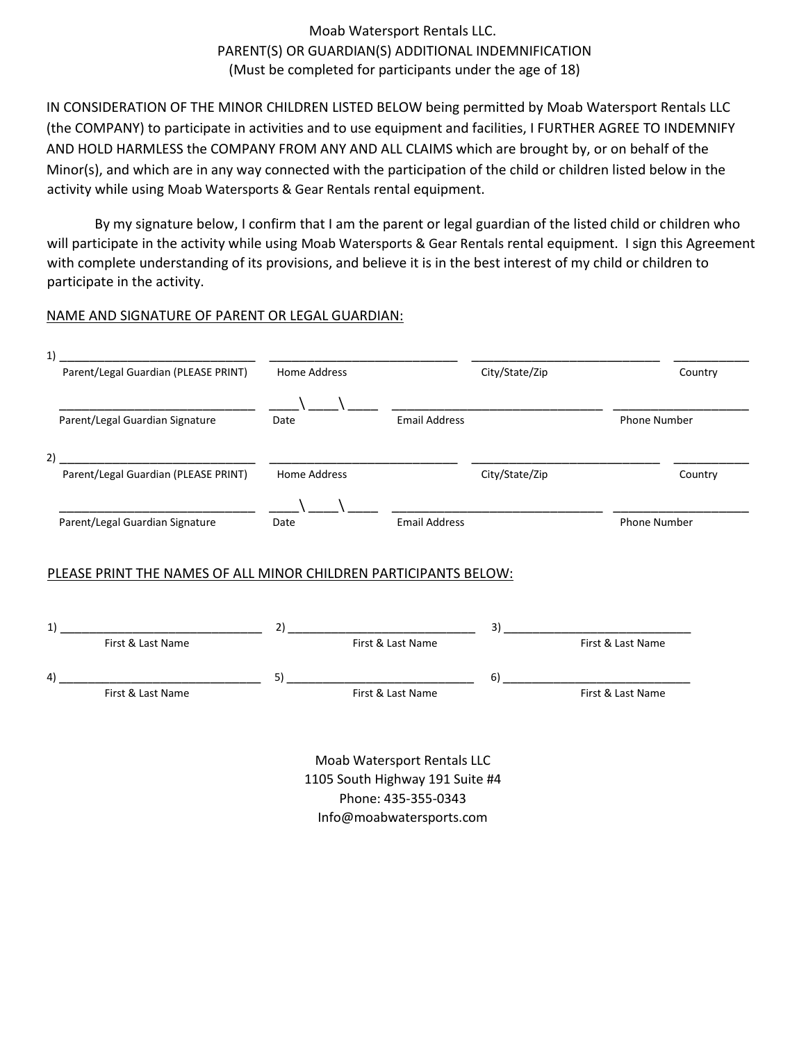Moab Watersport Rentals LLC.
PARENT(S) OR GUARDIAN(S) ADDITIONAL INDEMNIFICATION
(Must be completed for participants under the age of 18)

IN CONSIDERATION OF THE MINOR CHILDREN LISTED BELOW being permitted by Moab Watersport Rentals LLC (the COMPANY) to participate in activities and to use equipment and facilities, I FURTHER AGREE TO INDEMNIFY AND HOLD HARMLESS the COMPANY FROM ANY AND ALL CLAIMS which are brought by, or on behalf of the Minor(s), and which are in any way connected with the participation of the child or children listed below in the activity while using Moab Watersports & Gear Rentals rental equipment.

By my signature below, I confirm that I am the parent or legal guardian of the listed child or children who will participate in the activity while using Moab Watersports & Gear Rentals rental equipment. I sign this Agreement with complete understanding of its provisions, and believe it is in the best interest of my child or children to participate in the activity.

NAME AND SIGNATURE OF PARENT OR LEGAL GUARDIAN:

1) ______________________________ ____________________________ ____________________________ ___________
Parent/Legal Guardian (PLEASE PRINT) Home Address City/State/Zip Country

______________________________ ____\ ____\ ____ ______________________________ ____________________
Parent/Legal Guardian Signature Date Email Address Phone Number

2) ______________________________ ____________________________ ____________________________ ___________
Parent/Legal Guardian (PLEASE PRINT) Home Address City/State/Zip Country

______________________________ ____\ ____\ ____ ______________________________ ____________________
Parent/Legal Guardian Signature Date Email Address Phone Number

PLEASE PRINT THE NAMES OF ALL MINOR CHILDREN PARTICIPANTS BELOW:

1) ______________________________ 2) ______________________________ 3) ______________________________
First & Last Name First & Last Name First & Last Name

4) ______________________________ 5) ______________________________ 6) ______________________________
First & Last Name First & Last Name First & Last Name

Moab Watersport Rentals LLC
1105 South Highway 191 Suite #4
Phone: 435-355-0343
Info@moabwatersports.com